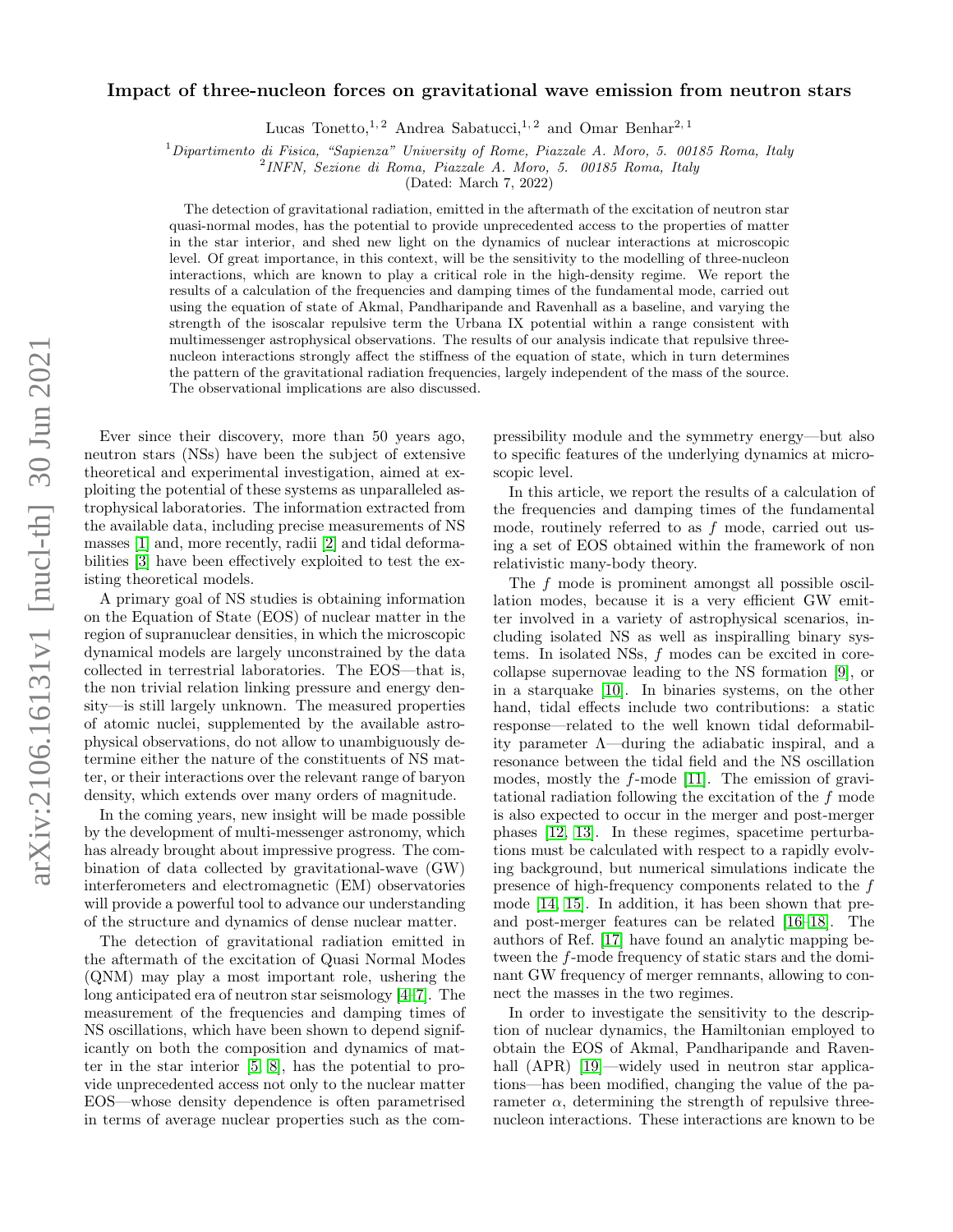# Impact of three-nucleon forces on gravitational wave emission from neutron stars

Lucas Tonetto,[1,2] Andrea Sabatucci,[1,2] and Omar Benhar[2,1]

[1] *Dipartimento di Fisica, "Sapienza" University of Rome, Piazzale A. Moro, 5. 00185 Roma, Italy*
[2] *INFN, Sezione di Roma, Piazzale A. Moro, 5. 00185 Roma, Italy*

(Dated: March 7, 2022)

The detection of gravitational radiation, emitted in the aftermath of the excitation of neutron star quasi-normal modes, has the potential to provide unprecedented access to the properties of matter in the star interior, and shed new light on the dynamics of nuclear interactions at microscopic level. Of great importance, in this context, will be the sensitivity to the modelling of three-nucleon interactions, which are known to play a critical role in the high-density regime. We report the results of a calculation of the frequencies and damping times of the fundamental mode, carried out using the equation of state of Akmal, Pandharipande and Ravenhall as a baseline, and varying the strength of the isoscalar repulsive term the Urbana IX potential within a range consistent with multimessenger astrophysical observations. The results of our analysis indicate that repulsive three-nucleon interactions strongly affect the stiffness of the equation of state, which in turn determines the pattern of the gravitational radiation frequencies, largely independent of the mass of the source. The observational implications are also discussed.

Ever since their discovery, more than 50 years ago, neutron stars (NSs) have been the subject of extensive theoretical and experimental investigation, aimed at exploiting the potential of these systems as unparalleled astrophysical laboratories. The information extracted from the available data, including precise measurements of NS masses [1] and, more recently, radii [2] and tidal deformabilities [3] have been effectively exploited to test the existing theoretical models.

A primary goal of NS studies is obtaining information on the Equation of State (EOS) of nuclear matter in the region of supranuclear densities, in which the microscopic dynamical models are largely unconstrained by the data collected in terrestrial laboratories. The EOS—that is, the non trivial relation linking pressure and energy density—is still largely unknown. The measured properties of atomic nuclei, supplemented by the available astrophysical observations, do not allow to unambiguously determine either the nature of the constituents of NS matter, or their interactions over the relevant range of baryon density, which extends over many orders of magnitude.

In the coming years, new insight will be made possible by the development of multi-messenger astronomy, which has already brought about impressive progress. The combination of data collected by gravitational-wave (GW) interferometers and electromagnetic (EM) observatories will provide a powerful tool to advance our understanding of the structure and dynamics of dense nuclear matter.

The detection of gravitational radiation emitted in the aftermath of the excitation of Quasi Normal Modes (QNM) may play a most important role, ushering the long anticipated era of neutron star seismology [4–7]. The measurement of the frequencies and damping times of NS oscillations, which have been shown to depend significantly on both the composition and dynamics of matter in the star interior [5, 8], has the potential to provide unprecedented access not only to the nuclear matter EOS—whose density dependence is often parametrised in terms of average nuclear properties such as the compressibility module and the symmetry energy—but also to specific features of the underlying dynamics at microscopic level.

In this article, we report the results of a calculation of the frequencies and damping times of the fundamental mode, routinely referred to as $f$ mode, carried out using a set of EOS obtained within the framework of non relativistic many-body theory.

The $f$ mode is prominent amongst all possible oscillation modes, because it is a very efficient GW emitter involved in a variety of astrophysical scenarios, including isolated NS as well as inspiralling binary systems. In isolated NSs, $f$ modes can be excited in core-collapse supernovae leading to the NS formation [9], or in a starquake [10]. In binaries systems, on the other hand, tidal effects include two contributions: a static response—related to the well known tidal deformability parameter $\Lambda$—during the adiabatic inspiral, and a resonance between the tidal field and the NS oscillation modes, mostly the $f$-mode [11]. The emission of gravitational radiation following the excitation of the $f$ mode is also expected to occur in the merger and post-merger phases [12, 13]. In these regimes, spacetime perturbations must be calculated with respect to a rapidly evolving background, but numerical simulations indicate the presence of high-frequency components related to the $f$ mode [14, 15]. In addition, it has been shown that pre- and post-merger features can be related [16–18]. The authors of Ref. [17] have found an analytic mapping between the $f$-mode frequency of static stars and the dominant GW frequency of merger remnants, allowing to connect the masses in the two regimes.

In order to investigate the sensitivity to the description of nuclear dynamics, the Hamiltonian employed to obtain the EOS of Akmal, Pandharipande and Ravenhall (APR) [19]—widely used in neutron star applications—has been modified, changing the value of the parameter $\alpha$, determining the strength of repulsive three-nucleon interactions. These interactions are known to be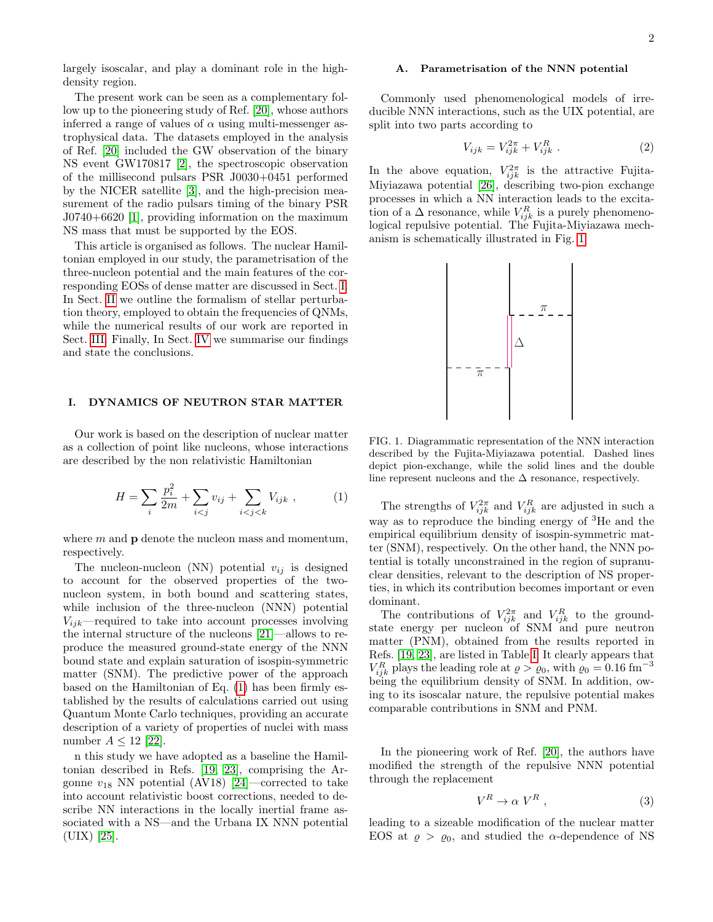largely isoscalar, and play a dominant role in the high-density region.

The present work can be seen as a complementary follow up to the pioneering study of Ref. [20], whose authors inferred a range of values of $\alpha$ using multi-messenger astrophysical data. The datasets employed in the analysis of Ref. [20] included the GW observation of the binary NS event GW170817 [2], the spectroscopic observation of the millisecond pulsars PSR J0030+0451 performed by the NICER satellite [3], and the high-precision measurement of the radio pulsars timing of the binary PSR J0740+6620 [1], providing information on the maximum NS mass that must be supported by the EOS.

This article is organised as follows. The nuclear Hamiltonian employed in our study, the parametrisation of the three-nucleon potential and the main features of the corresponding EOSs of dense matter are discussed in Sect. I. In Sect. II we outline the formalism of stellar perturbation theory, employed to obtain the frequencies of QNMs, while the numerical results of our work are reported in Sect. III. Finally, In Sect. IV we summarise our findings and state the conclusions.

## I. DYNAMICS OF NEUTRON STAR MATTER

Our work is based on the description of nuclear matter as a collection of point like nucleons, whose interactions are described by the non relativistic Hamiltonian

$$H = \sum_i \frac{p_i^2}{2m} + \sum_{i<j} v_{ij} + \sum_{i<j<k} V_{ijk} \ , \tag{1}$$

where $m$ and $\mathbf{p}$ denote the nucleon mass and momentum, respectively.

The nucleon-nucleon (NN) potential $v_{ij}$ is designed to account for the observed properties of the two-nucleon system, in both bound and scattering states, while inclusion of the three-nucleon (NNN) potential $V_{ijk}$—required to take into account processes involving the internal structure of the nucleons [21]—allows to reproduce the measured ground-state energy of the NNN bound state and explain saturation of isospin-symmetric matter (SNM). The predictive power of the approach based on the Hamiltonian of Eq. (1) has been firmly established by the results of calculations carried out using Quantum Monte Carlo techniques, providing an accurate description of a variety of properties of nuclei with mass number $A \leq 12$ [22].

n this study we have adopted as a baseline the Hamiltonian described in Refs. [19, 23], comprising the Argonne $v_{18}$ NN potential (AV18) [24]—corrected to take into account relativistic boost corrections, needed to describe NN interactions in the locally inertial frame associated with a NS—and the Urbana IX NNN potential (UIX) [25].

### A. Parametrisation of the NNN potential

Commonly used phenomenological models of irreducible NNN interactions, such as the UIX potential, are split into two parts according to

$$V_{ijk} = V_{ijk}^{2\pi} + V_{ijk}^{R} \ . \tag{2}$$

In the above equation, $V_{ijk}^{2\pi}$ is the attractive Fujita-Miyiazawa potential [26], describing two-pion exchange processes in which a NN interaction leads to the excitation of a $\Delta$ resonance, while $V_{ijk}^{R}$ is a purely phenomenological repulsive potential. The Fujita-Miyiazawa mechanism is schematically illustrated in Fig. 1.

FIG. 1. Diagrammatic representation of the NNN interaction described by the Fujita-Miyiazawa potential. Dashed lines depict pion-exchange, while the solid lines and the double line represent nucleons and the $\Delta$ resonance, respectively.

The strengths of $V_{ijk}^{2\pi}$ and $V_{ijk}^{R}$ are adjusted in such a way as to reproduce the binding energy of $^3$He and the empirical equilibrium density of isospin-symmetric matter (SNM), respectively. On the other hand, the NNN potential is totally unconstrained in the region of supranuclear densities, relevant to the description of NS properties, in which its contribution becomes important or even dominant.

The contributions of $V_{ijk}^{2\pi}$ and $V_{ijk}^{R}$ to the ground-state energy per nucleon of SNM and pure neutron matter (PNM), obtained from the results reported in Refs. [19, 23], are listed in Table I. It clearly appears that $V_{ijk}^{R}$ plays the leading role at $\varrho > \varrho_0$, with $\varrho_0 = 0.16 \ \mathrm{fm}^{-3}$ being the equilibrium density of SNM. In addition, owing to its isoscalar nature, the repulsive potential makes comparable contributions in SNM and PNM.

In the pioneering work of Ref. [20], the authors have modified the strength of the repulsive NNN potential through the replacement

$$V^R \to \alpha \ V^R \ , \tag{3}$$

leading to a sizeable modification of the nuclear matter EOS at $\varrho > \varrho_0$, and studied the $\alpha$-dependence of NS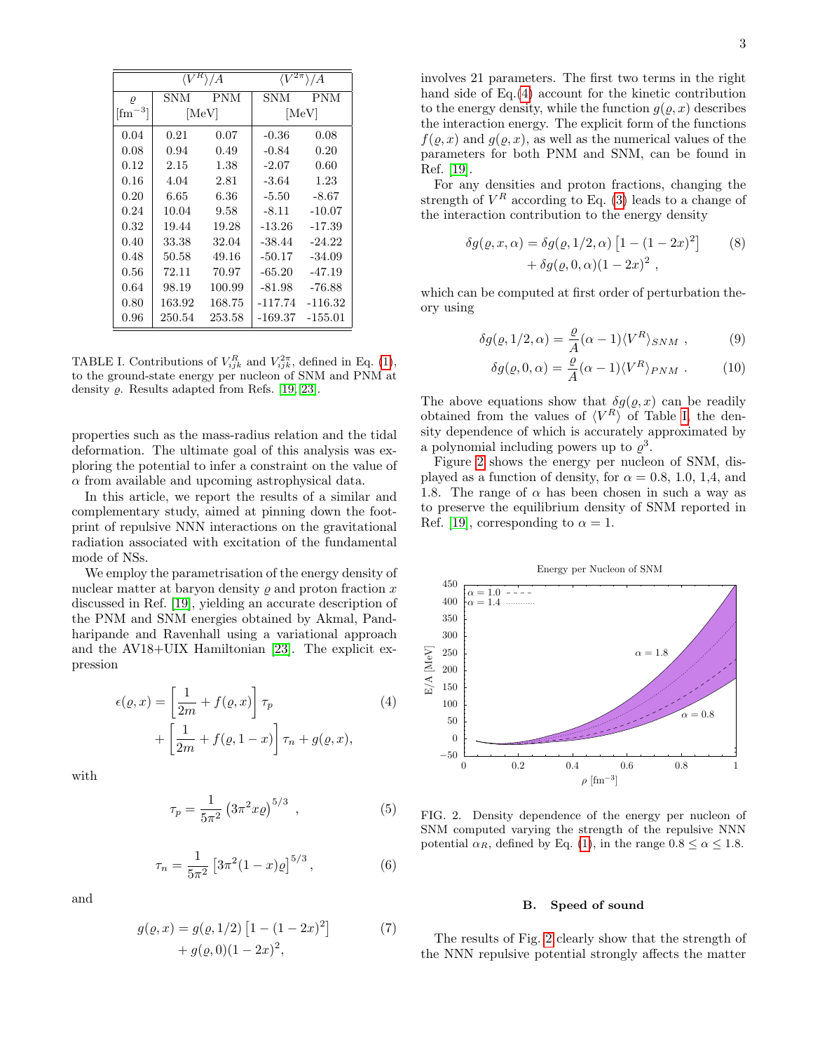| $\varrho$ [fm$^{-3}$] | $\langle V^R \rangle/A$ SNM [MeV] | $\langle V^R \rangle/A$ PNM [MeV] | $\langle V^{2\pi} \rangle/A$ SNM [MeV] | $\langle V^{2\pi} \rangle/A$ PNM [MeV] |
|---|---|---|---|---|
| 0.04 | 0.21 | 0.07 | -0.36 | 0.08 |
| 0.08 | 0.94 | 0.49 | -0.84 | 0.20 |
| 0.12 | 2.15 | 1.38 | -2.07 | 0.60 |
| 0.16 | 4.04 | 2.81 | -3.64 | 1.23 |
| 0.20 | 6.65 | 6.36 | -5.50 | -8.67 |
| 0.24 | 10.04 | 9.58 | -8.11 | -10.07 |
| 0.32 | 19.44 | 19.28 | -13.26 | -17.39 |
| 0.40 | 33.38 | 32.04 | -38.44 | -24.22 |
| 0.48 | 50.58 | 49.16 | -50.17 | -34.09 |
| 0.56 | 72.11 | 70.97 | -65.20 | -47.19 |
| 0.64 | 98.19 | 100.99 | -81.98 | -76.88 |
| 0.80 | 163.92 | 168.75 | -117.74 | -116.32 |
| 0.96 | 250.54 | 253.58 | -169.37 | -155.01 |

TABLE I. Contributions of $V^R_{ijk}$ and $V^{2\pi}_{ijk}$, defined in Eq. (1), to the ground-state energy per nucleon of SNM and PNM at density $\varrho$. Results adapted from Refs. [19, 23].

properties such as the mass-radius relation and the tidal deformation. The ultimate goal of this analysis was exploring the potential to infer a constraint on the value of $\alpha$ from available and upcoming astrophysical data.

In this article, we report the results of a similar and complementary study, aimed at pinning down the footprint of repulsive NNN interactions on the gravitational radiation associated with excitation of the fundamental mode of NSs.

We employ the parametrisation of the energy density of nuclear matter at baryon density $\varrho$ and proton fraction $x$ discussed in Ref. [19], yielding an accurate description of the PNM and SNM energies obtained by Akmal, Pandharipande and Ravenhall using a variational approach and the AV18+UIX Hamiltonian [23]. The explicit expression

$$\epsilon(\varrho, x) = \left[\frac{1}{2m} + f(\varrho, x)\right]\tau_p + \left[\frac{1}{2m} + f(\varrho, 1-x)\right]\tau_n + g(\varrho, x), \tag{4}$$

with

$$\tau_p = \frac{1}{5\pi^2}\left(3\pi^2 x\varrho\right)^{5/3}, \tag{5}$$

$$\tau_n = \frac{1}{5\pi^2}\left[3\pi^2(1-x)\varrho\right]^{5/3}, \tag{6}$$

and

$$g(\varrho, x) = g(\varrho, 1/2)\left[1 - (1-2x)^2\right] + g(\varrho, 0)(1-2x)^2, \tag{7}$$

involves 21 parameters. The first two terms in the right hand side of Eq.(4) account for the kinetic contribution to the energy density, while the function $g(\varrho, x)$ describes the interaction energy. The explicit form of the functions $f(\varrho, x)$ and $g(\varrho, x)$, as well as the numerical values of the parameters for both PNM and SNM, can be found in Ref. [19].

For any densities and proton fractions, changing the strength of $V^R$ according to Eq. (3) leads to a change of the interaction contribution to the energy density

$$\delta g(\varrho, x, \alpha) = \delta g(\varrho, 1/2, \alpha)\left[1 - (1-2x)^2\right] + \delta g(\varrho, 0, \alpha)(1-2x)^2, \tag{8}$$

which can be computed at first order of perturbation theory using

$$\delta g(\varrho, 1/2, \alpha) = \frac{\varrho}{A}(\alpha - 1)\langle V^R \rangle_{SNM}, \tag{9}$$

$$\delta g(\varrho, 0, \alpha) = \frac{\varrho}{A}(\alpha - 1)\langle V^R \rangle_{PNM}. \tag{10}$$

The above equations show that $\delta g(\varrho, x)$ can be readily obtained from the values of $\langle V^R \rangle$ of Table I, the density dependence of which is accurately approximated by a polynomial including powers up to $\varrho^3$.

Figure 2 shows the energy per nucleon of SNM, displayed as a function of density, for $\alpha = 0.8$, 1.0, 1,4, and 1.8. The range of $\alpha$ has been chosen in such a way as to preserve the equilibrium density of SNM reported in Ref. [19], corresponding to $\alpha = 1$.

FIG. 2. Density dependence of the energy per nucleon of SNM computed varying the strength of the repulsive NNN potential $\alpha_R$, defined by Eq. (1), in the range $0.8 \leq \alpha \leq 1.8$.

### B. Speed of sound

The results of Fig. 2 clearly show that the strength of the NNN repulsive potential strongly affects the matter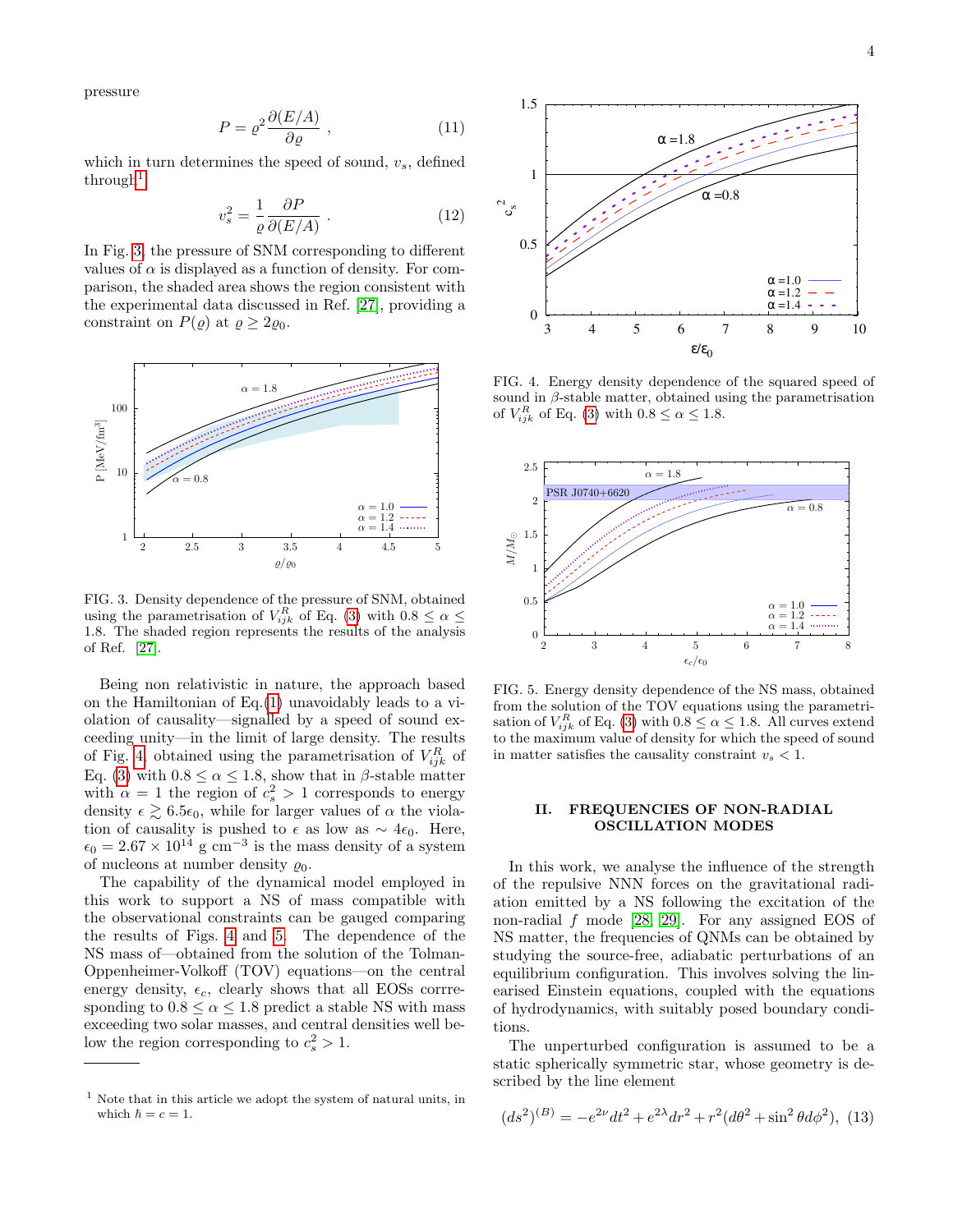pressure

$$P = \varrho^2 \frac{\partial(E/A)}{\partial \varrho} \ , \tag{11}$$

which in turn determines the speed of sound, $v_s$, defined through[1]

$$v_s^2 = \frac{1}{\varrho} \frac{\partial P}{\partial(E/A)} \ . \tag{12}$$

In Fig. 3, the pressure of SNM corresponding to different values of $\alpha$ is displayed as a function of density. For comparison, the shaded area shows the region consistent with the experimental data discussed in Ref. [27], providing a constraint on $P(\varrho)$ at $\varrho \geq 2\varrho_0$.

FIG. 3. Density dependence of the pressure of SNM, obtained using the parametrisation of $V^R_{ijk}$ of Eq. (3) with $0.8 \leq \alpha \leq 1.8$. The shaded region represents the results of the analysis of Ref. [27].

Being non relativistic in nature, the approach based on the Hamiltonian of Eq.(1) unavoidably leads to a violation of causality—signalled by a speed of sound exceeding unity—in the limit of large density. The results of Fig. 4 obtained using the parametrisation of $V^R_{ijk}$ of Eq. (3) with $0.8 \leq \alpha \leq 1.8$, show that in $\beta$-stable matter with $\alpha = 1$ the region of $c_s^2 > 1$ corresponds to energy density $\epsilon \gtrsim 6.5\epsilon_0$, while for larger values of $\alpha$ the violation of causality is pushed to $\epsilon$ as low as $\sim 4\epsilon_0$. Here, $\epsilon_0 = 2.67 \times 10^{14}$ g cm$^{-3}$ is the mass density of a system of nucleons at number density $\varrho_0$.

The capability of the dynamical model employed in this work to support a NS of mass compatible with the observational constraints can be gauged comparing the results of Figs. 4 and 5. The dependence of the NS mass of—obtained from the solution of the Tolman-Oppenheimer-Volkoff (TOV) equations—on the central energy density, $\epsilon_c$, clearly shows that all EOSs corresponding to $0.8 \leq \alpha \leq 1.8$ predict a stable NS with mass exceeding two solar masses, and central densities well below the region corresponding to $c_s^2 > 1$.

[1] Note that in this article we adopt the system of natural units, in which $\hbar = c = 1$.

FIG. 4. Energy density dependence of the squared speed of sound in $\beta$-stable matter, obtained using the parametrisation of $V^R_{ijk}$ of Eq. (3) with $0.8 \leq \alpha \leq 1.8$.

FIG. 5. Energy density dependence of the NS mass, obtained from the solution of the TOV equations using the parametrisation of $V^R_{ijk}$ of Eq. (3) with $0.8 \leq \alpha \leq 1.8$. All curves extend to the maximum value of density for which the speed of sound in matter satisfies the causality constraint $v_s < 1$.

## II. FREQUENCIES OF NON-RADIAL OSCILLATION MODES

In this work, we analyse the influence of the strength of the repulsive NNN forces on the gravitational radiation emitted by a NS following the excitation of the non-radial $f$ mode [28, 29]. For any assigned EOS of NS matter, the frequencies of QNMs can be obtained by studying the source-free, adiabatic perturbations of an equilibrium configuration. This involves solving the linearised Einstein equations, coupled with the equations of hydrodynamics, with suitably posed boundary conditions.

The unperturbed configuration is assumed to be a static spherically symmetric star, whose geometry is described by the line element

$$(ds^2)^{(B)} = -e^{2\nu}dt^2 + e^{2\lambda}dr^2 + r^2(d\theta^2 + \sin^2\theta d\phi^2), \tag{13}$$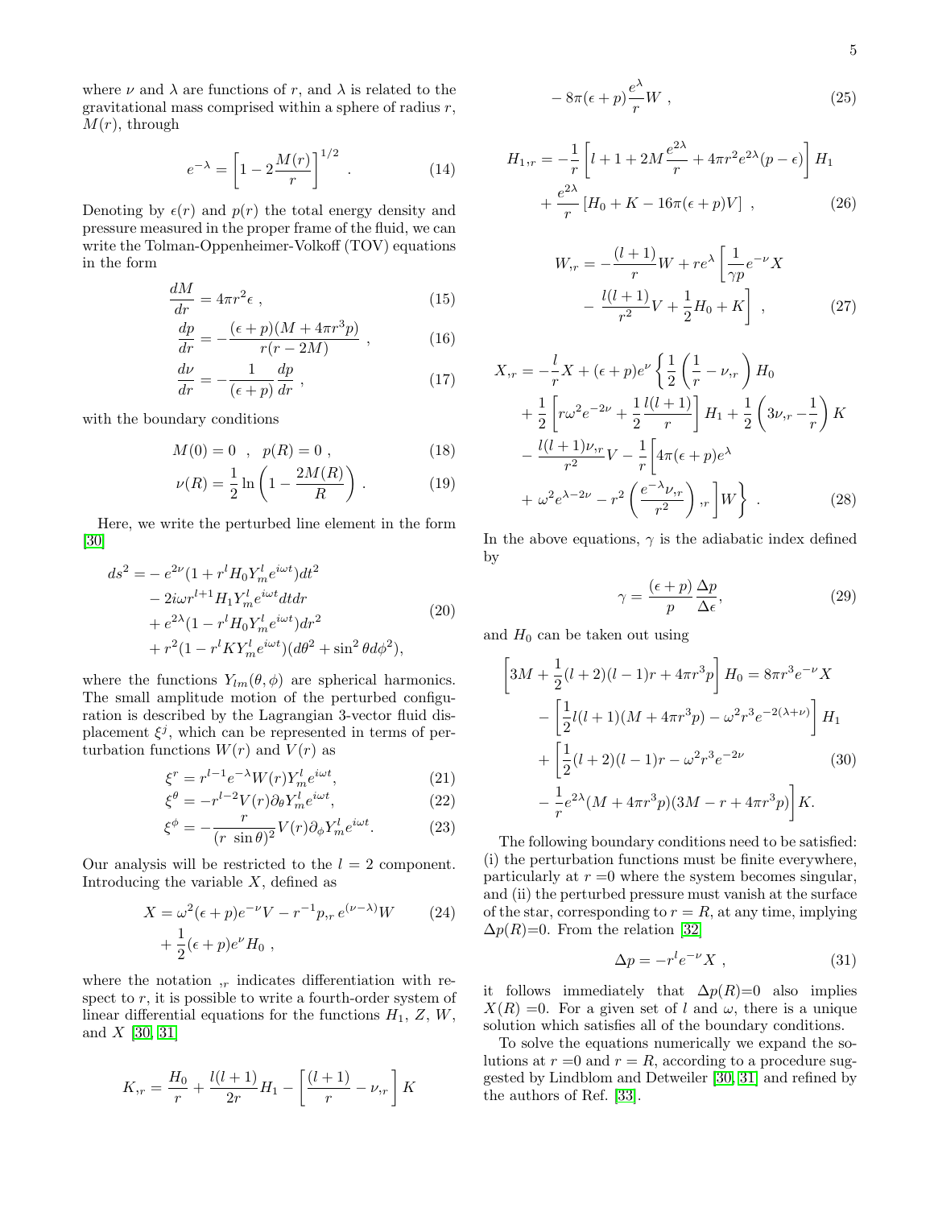where $\nu$ and $\lambda$ are functions of $r$, and $\lambda$ is related to the gravitational mass comprised within a sphere of radius $r$, $M(r)$, through

$$e^{-\lambda} = \left[1 - 2\frac{M(r)}{r}\right]^{1/2} . \tag{14}$$

Denoting by $\epsilon(r)$ and $p(r)$ the total energy density and pressure measured in the proper frame of the fluid, we can write the Tolman-Oppenheimer-Volkoff (TOV) equations in the form

$$\frac{dM}{dr} = 4\pi r^2 \epsilon \ , \tag{15}$$

$$\frac{dp}{dr} = -\frac{(\epsilon + p)(M + 4\pi r^3 p)}{r(r - 2M)} \ , \tag{16}$$

$$\frac{d\nu}{dr} = -\frac{1}{(\epsilon + p)}\frac{dp}{dr} \ , \tag{17}$$

with the boundary conditions

$$M(0) = 0 \ \ , \ \ p(R) = 0 \ , \tag{18}$$

$$\nu(R) = \frac{1}{2}\ln\left(1 - \frac{2M(R)}{R}\right) . \tag{19}$$

Here, we write the perturbed line element in the form [30]

$$\begin{aligned} ds^2 = &- e^{2\nu}(1 + r^l H_0 Y^l_m e^{i\omega t})dt^2 \\ &- 2i\omega r^{l+1} H_1 Y^l_m e^{i\omega t} dt dr \\ &+ e^{2\lambda}(1 - r^l H_0 Y^l_m e^{i\omega t})dr^2 \\ &+ r^2(1 - r^l K Y^l_m e^{i\omega t})(d\theta^2 + \sin^2\theta d\phi^2), \end{aligned} \tag{20}$$

where the functions $Y_{lm}(\theta, \phi)$ are spherical harmonics. The small amplitude motion of the perturbed configuration is described by the Lagrangian 3-vector fluid displacement $\xi^j$, which can be represented in terms of perturbation functions $W(r)$ and $V(r)$ as

$$\xi^r = r^{l-1}e^{-\lambda}W(r)Y^l_m e^{i\omega t}, \tag{21}$$

$$\xi^\theta = -r^{l-2}V(r)\partial_\theta Y^l_m e^{i\omega t}, \tag{22}$$

$$\xi^\phi = -\frac{r}{(r\ \sin\theta)^2}V(r)\partial_\phi Y^l_m e^{i\omega t}. \tag{23}$$

Our analysis will be restricted to the $l = 2$ component. Introducing the variable $X$, defined as

$$\begin{aligned} X = &\ \omega^2(\epsilon + p)e^{-\nu}V - r^{-1}p_{,r}\, e^{(\nu - \lambda)}W \\ &+ \frac{1}{2}(\epsilon + p)e^{\nu}H_0 \ , \end{aligned} \tag{24}$$

where the notation $_{,r}$ indicates differentiation with respect to $r$, it is possible to write a fourth-order system of linear differential equations for the functions $H_1$, $Z$, $W$, and $X$ [30, 31]

$$\begin{aligned} K_{,r} = &\ \frac{H_0}{r} + \frac{l(l+1)}{2r}H_1 - \left[\frac{(l+1)}{r} - \nu_{,r}\right]K \\ &- 8\pi(\epsilon + p)\frac{e^{\lambda}}{r}W \ , \end{aligned} \tag{25}$$

$$\begin{aligned} H_{1,r} = &-\frac{1}{r}\left[l + 1 + 2M\frac{e^{2\lambda}}{r} + 4\pi r^2 e^{2\lambda}(p - \epsilon)\right]H_1 \\ &+ \frac{e^{2\lambda}}{r}\left[H_0 + K - 16\pi(\epsilon + p)V\right] \ , \end{aligned} \tag{26}$$

$$\begin{aligned} W_{,r} = &-\frac{(l+1)}{r}W + re^{\lambda}\left[\frac{1}{\gamma p}e^{-\nu}X \right. \\ &\left. - \frac{l(l+1)}{r^2}V + \frac{1}{2}H_0 + K\right] \ , \end{aligned} \tag{27}$$

$$\begin{aligned} X_{,r} = &-\frac{l}{r}X + (\epsilon + p)e^{\nu}\left\{\frac{1}{2}\left(\frac{1}{r} - \nu_{,r}\right)H_0 \right. \\ &+ \frac{1}{2}\left[r\omega^2 e^{-2\nu} + \frac{1}{2}\frac{l(l+1)}{r}\right]H_1 + \frac{1}{2}\left(3\nu_{,r} - \frac{1}{r}\right)K \\ &- \frac{l(l+1)\nu_{,r}}{r^2}V - \frac{1}{r}\left[4\pi(\epsilon + p)e^{\lambda} \right. \\ &\left.\left. + \omega^2 e^{\lambda - 2\nu} - r^2\left(\frac{e^{-\lambda}\nu_{,r}}{r^2}\right)_{,r}\right]W\right\} \ . \end{aligned} \tag{28}$$

In the above equations, $\gamma$ is the adiabatic index defined by

$$\gamma = \frac{(\epsilon + p)}{p}\frac{\Delta p}{\Delta\epsilon}, \tag{29}$$

and $H_0$ can be taken out using

$$\begin{aligned} &\left[3M + \frac{1}{2}(l+2)(l-1)r + 4\pi r^3 p\right]H_0 = 8\pi r^3 e^{-\nu}X \\ &- \left[\frac{1}{2}l(l+1)(M + 4\pi r^3 p) - \omega^2 r^3 e^{-2(\lambda + \nu)}\right]H_1 \\ &+ \left[\frac{1}{2}(l+2)(l-1)r - \omega^2 r^3 e^{-2\nu} \right. \\ &\left. - \frac{1}{r}e^{2\lambda}(M + 4\pi r^3 p)(3M - r + 4\pi r^3 p)\right]K. \end{aligned} \tag{30}$$

The following boundary conditions need to be satisfied: (i) the perturbation functions must be finite everywhere, particularly at $r = 0$ where the system becomes singular, and (ii) the perturbed pressure must vanish at the surface of the star, corresponding to $r = R$, at any time, implying $\Delta p(R)$=0. From the relation [32]

$$\Delta p = -r^l e^{-\nu}X \ , \tag{31}$$

it follows immediately that $\Delta p(R)$=0 also implies $X(R)$ =0. For a given set of $l$ and $\omega$, there is a unique solution which satisfies all of the boundary conditions.

To solve the equations numerically we expand the solutions at $r$ =0 and $r = R$, according to a procedure suggested by Lindblom and Detweiler [30, 31] and refined by the authors of Ref. [33].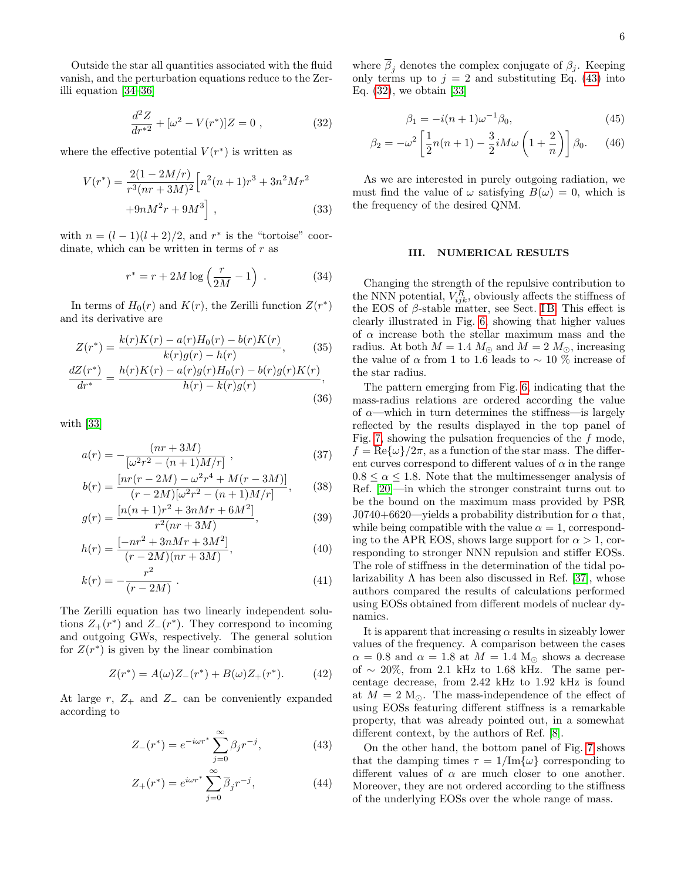Outside the star all quantities associated with the fluid vanish, and the perturbation equations reduce to the Zerilli equation [34–36]

$$\frac{d^2 Z}{dr^{*2}} + [\omega^2 - V(r^*)]Z = 0 \ , \tag{32}$$

where the effective potential $V(r^*)$ is written as

$$V(r^*) = \frac{2(1-2M/r)}{r^3(nr+3M)^2}\Big[n^2(n+1)r^3 + 3n^2Mr^2 + 9nM^2r + 9M^3\Big] \ , \tag{33}$$

with $n = (l-1)(l+2)/2$, and $r^*$ is the "tortoise" coordinate, which can be written in terms of $r$ as

$$r^* = r + 2M\log\left(\frac{r}{2M} - 1\right) \ . \tag{34}$$

In terms of $H_0(r)$ and $K(r)$, the Zerilli function $Z(r^*)$ and its derivative are

$$Z(r^*) = \frac{k(r)K(r) - a(r)H_0(r) - b(r)K(r)}{k(r)g(r) - h(r)}, \tag{35}$$

$$\frac{dZ(r^*)}{dr^*} = \frac{h(r)K(r) - a(r)g(r)H_0(r) - b(r)g(r)K(r)}{h(r) - k(r)g(r)}, \tag{36}$$

with [33]

$$a(r) = -\frac{(nr+3M)}{[\omega^2 r^2 - (n+1)M/r]} \ , \tag{37}$$

$$b(r) = \frac{[nr(r-2M) - \omega^2 r^4 + M(r-3M)]}{(r-2M)[\omega^2 r^2 - (n+1)M/r]}, \tag{38}$$

$$g(r) = \frac{[n(n+1)r^2 + 3nMr + 6M^2]}{r^2(nr+3M)}, \tag{39}$$

$$h(r) = \frac{[-nr^2 + 3nMr + 3M^2]}{(r-2M)(nr+3M)}, \tag{40}$$

$$k(r) = -\frac{r^2}{(r-2M)} \ . \tag{41}$$

The Zerilli equation has two linearly independent solutions $Z_+(r^*)$ and $Z_-(r^*)$. They correspond to incoming and outgoing GWs, respectively. The general solution for $Z(r^*)$ is given by the linear combination

$$Z(r^*) = A(\omega)Z_-(r^*) + B(\omega)Z_+(r^*). \tag{42}$$

At large $r$, $Z_+$ and $Z_-$ can be conveniently expanded according to

$$Z_-(r^*) = e^{-i\omega r^*}\sum_{j=0}^{\infty}\beta_j r^{-j}, \tag{43}$$

$$Z_+(r^*) = e^{i\omega r^*}\sum_{j=0}^{\infty}\overline{\beta}_j r^{-j}, \tag{44}$$

where $\overline{\beta}_j$ denotes the complex conjugate of $\beta_j$. Keeping only terms up to $j = 2$ and substituting Eq. (43) into Eq. (32), we obtain [33]

$$\beta_1 = -i(n+1)\omega^{-1}\beta_0, \tag{45}$$

$$\beta_2 = -\omega^2\left[\frac{1}{2}n(n+1) - \frac{3}{2}iM\omega\left(1 + \frac{2}{n}\right)\right]\beta_0. \tag{46}$$

As we are interested in purely outgoing radiation, we must find the value of $\omega$ satisfying $B(\omega) = 0$, which is the frequency of the desired QNM.

## III. NUMERICAL RESULTS

Changing the strength of the repulsive contribution to the NNN potential, $V^R_{ijk}$, obviously affects the stiffness of the EOS of $\beta$-stable matter, see Sect. I B. This effect is clearly illustrated in Fig. 6, showing that higher values of $\alpha$ increase both the stellar maximum mass and the radius. At both $M = 1.4\ M_\odot$ and $M = 2\ M_\odot$, increasing the value of $\alpha$ from 1 to 1.6 leads to $\sim 10$ % increase of the star radius.

The pattern emerging from Fig. 6, indicating that the mass-radius relations are ordered according the value of $\alpha$—which in turn determines the stiffness—is largely reflected by the results displayed in the top panel of Fig. 7, showing the pulsation frequencies of the $f$ mode, $f = \text{Re}\{\omega\}/2\pi$, as a function of the star mass. The different curves correspond to different values of $\alpha$ in the range $0.8 \leq \alpha \leq 1.8$. Note that the multimessenger analysis of Ref. [20]—in which the stronger constraint turns out to be the bound on the maximum mass provided by PSR J0740+6620—yields a probability distribution for $\alpha$ that, while being compatible with the value $\alpha = 1$, corresponding to the APR EOS, shows large support for $\alpha > 1$, corresponding to stronger NNN repulsion and stiffer EOSs. The role of stiffness in the determination of the tidal polarizability $\Lambda$ has been also discussed in Ref. [37], whose authors compared the results of calculations performed using EOSs obtained from different models of nuclear dynamics.

It is apparent that increasing $\alpha$ results in sizeably lower values of the frequency. A comparison between the cases $\alpha = 0.8$ and $\alpha = 1.8$ at $M = 1.4$ M$_\odot$ shows a decrease of $\sim 20\%$, from 2.1 kHz to 1.68 kHz. The same percentage decrease, from 2.42 kHz to 1.92 kHz is found at $M = 2$ M$_\odot$. The mass-independence of the effect of using EOSs featuring different stiffness is a remarkable property, that was already pointed out, in a somewhat different context, by the authors of Ref. [8].

On the other hand, the bottom panel of Fig. 7 shows that the damping times $\tau = 1/\text{Im}\{\omega\}$ corresponding to different values of $\alpha$ are much closer to one another. Moreover, they are not ordered according to the stiffness of the underlying EOSs over the whole range of mass.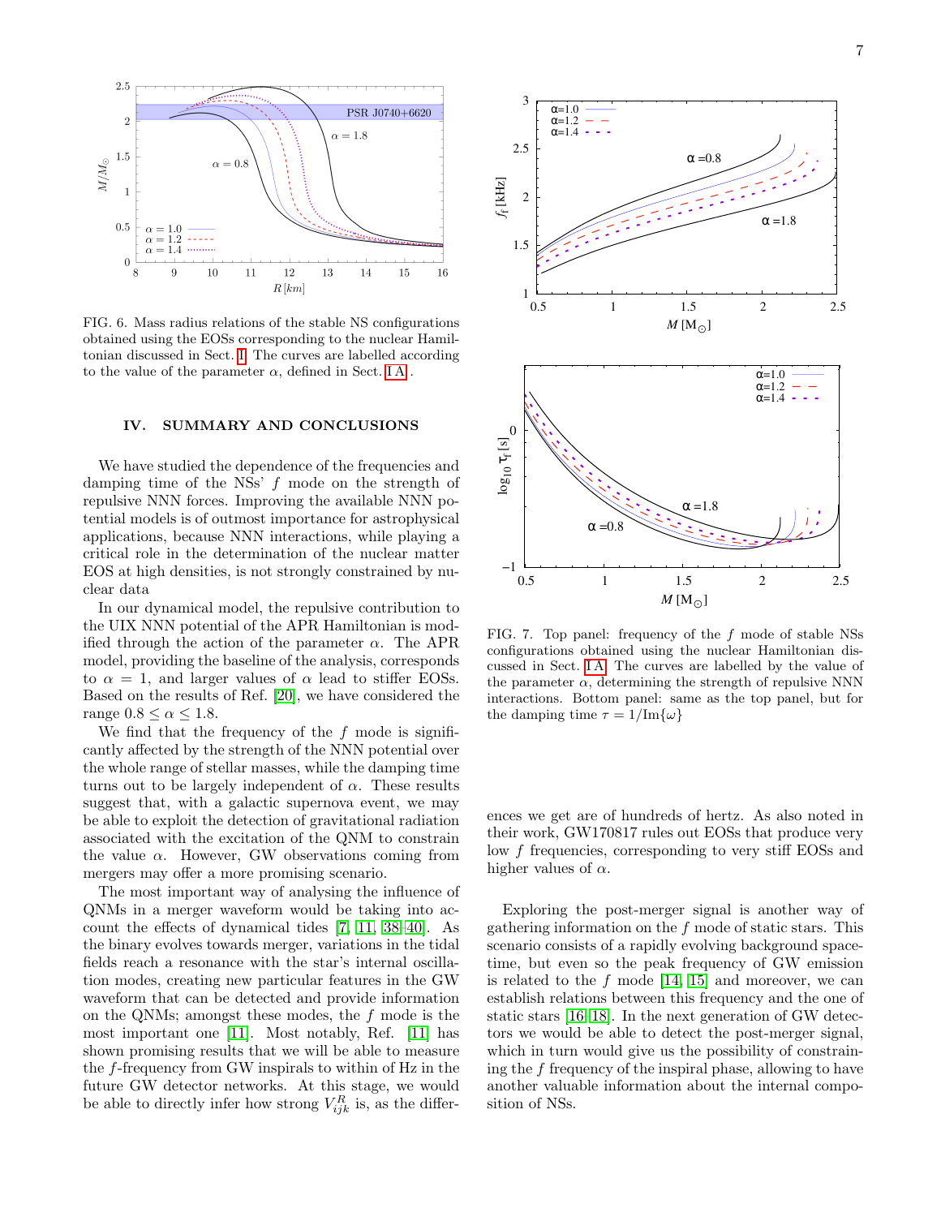FIG. 6. Mass radius relations of the stable NS configurations obtained using the EOSs corresponding to the nuclear Hamiltonian discussed in Sect. I. The curves are labelled according to the value of the parameter $\alpha$, defined in Sect. I A.

## IV. SUMMARY AND CONCLUSIONS

We have studied the dependence of the frequencies and damping time of the NSs' $f$ mode on the strength of repulsive NNN forces. Improving the available NNN potential models is of outmost importance for astrophysical applications, because NNN interactions, while playing a critical role in the determination of the nuclear matter EOS at high densities, is not strongly constrained by nuclear data

In our dynamical model, the repulsive contribution to the UIX NNN potential of the APR Hamiltonian is modified through the action of the parameter $\alpha$. The APR model, providing the baseline of the analysis, corresponds to $\alpha = 1$, and larger values of $\alpha$ lead to stiffer EOSs. Based on the results of Ref. [20], we have considered the range $0.8 \leq \alpha \leq 1.8$.

We find that the frequency of the $f$ mode is significantly affected by the strength of the NNN potential over the whole range of stellar masses, while the damping time turns out to be largely independent of $\alpha$. These results suggest that, with a galactic supernova event, we may be able to exploit the detection of gravitational radiation associated with the excitation of the QNM to constrain the value $\alpha$. However, GW observations coming from mergers may offer a more promising scenario.

The most important way of analysing the influence of QNMs in a merger waveform would be taking into account the effects of dynamical tides [7, 11, 38–40]. As the binary evolves towards merger, variations in the tidal fields reach a resonance with the star's internal oscillation modes, creating new particular features in the GW waveform that can be detected and provide information on the QNMs; amongst these modes, the $f$ mode is the most important one [11]. Most notably, Ref. [11] has shown promising results that we will be able to measure the $f$-frequency from GW inspirals to within of Hz in the future GW detector networks. At this stage, we would be able to directly infer how strong $V^R_{ijk}$ is, as the differences we get are of hundreds of hertz. As also noted in their work, GW170817 rules out EOSs that produce very low $f$ frequencies, corresponding to very stiff EOSs and higher values of $\alpha$.

FIG. 7. Top panel: frequency of the $f$ mode of stable NSs configurations obtained using the nuclear Hamiltonian discussed in Sect. I A. The curves are labelled by the value of the parameter $\alpha$, determining the strength of repulsive NNN interactions. Bottom panel: same as the top panel, but for the damping time $\tau = 1/\text{Im}\{\omega\}$

Exploring the post-merger signal is another way of gathering information on the $f$ mode of static stars. This scenario consists of a rapidly evolving background spacetime, but even so the peak frequency of GW emission is related to the $f$ mode [14, 15] and moreover, we can establish relations between this frequency and the one of static stars [16–18]. In the next generation of GW detectors we would be able to detect the post-merger signal, which in turn would give us the possibility of constraining the $f$ frequency of the inspiral phase, allowing to have another valuable information about the internal composition of NSs.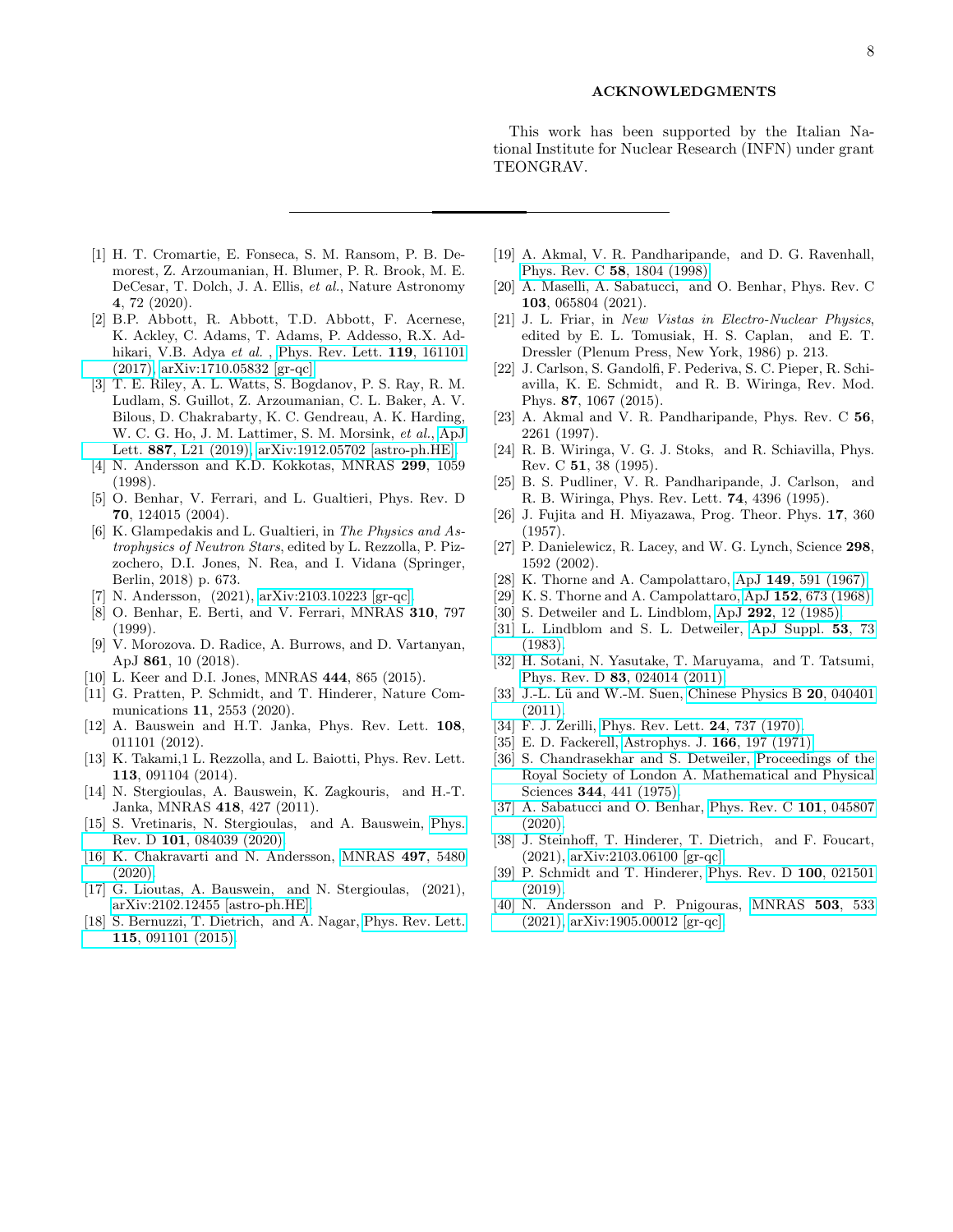## ACKNOWLEDGMENTS

This work has been supported by the Italian National Institute for Nuclear Research (INFN) under grant TEONGRAV.

---

[1] H. T. Cromartie, E. Fonseca, S. M. Ransom, P. B. Demorest, Z. Arzoumanian, H. Blumer, P. R. Brook, M. E. DeCesar, T. Dolch, J. A. Ellis, *et al.*, Nature Astronomy **4**, 72 (2020).

[2] B.P. Abbott, R. Abbott, T.D. Abbott, F. Acernese, K. Ackley, C. Adams, T. Adams, P. Addesso, R.X. Adhikari, V.B. Adya *et al.* , Phys. Rev. Lett. **119**, 161101 (2017), arXiv:1710.05832 [gr-qc].

[3] T. E. Riley, A. L. Watts, S. Bogdanov, P. S. Ray, R. M. Ludlam, S. Guillot, Z. Arzoumanian, C. L. Baker, A. V. Bilous, D. Chakrabarty, K. C. Gendreau, A. K. Harding, W. C. G. Ho, J. M. Lattimer, S. M. Morsink, *et al.*, ApJ Lett. **887**, L21 (2019), arXiv:1912.05702 [astro-ph.HE].

[4] N. Andersson and K.D. Kokkotas, MNRAS **299**, 1059 (1998).

[5] O. Benhar, V. Ferrari, and L. Gualtieri, Phys. Rev. D **70**, 124015 (2004).

[6] K. Glampedakis and L. Gualtieri, in *The Physics and Astrophysics of Neutron Stars*, edited by L. Rezzolla, P. Pizzochero, D.I. Jones, N. Rea, and I. Vidana (Springer, Berlin, 2018) p. 673.

[7] N. Andersson, (2021), arXiv:2103.10223 [gr-qc].

[8] O. Benhar, E. Berti, and V. Ferrari, MNRAS **310**, 797 (1999).

[9] V. Morozova. D. Radice, A. Burrows, and D. Vartanyan, ApJ **861**, 10 (2018).

[10] L. Keer and D.I. Jones, MNRAS **444**, 865 (2015).

[11] G. Pratten, P. Schmidt, and T. Hinderer, Nature Communications **11**, 2553 (2020).

[12] A. Bauswein and H.T. Janka, Phys. Rev. Lett. **108**, 011101 (2012).

[13] K. Takami,1 L. Rezzolla, and L. Baiotti, Phys. Rev. Lett. **113**, 091104 (2014).

[14] N. Stergioulas, A. Bauswein, K. Zagkouris, and H.-T. Janka, MNRAS **418**, 427 (2011).

[15] S. Vretinaris, N. Stergioulas, and A. Bauswein, Phys. Rev. D **101**, 084039 (2020).

[16] K. Chakravarti and N. Andersson, MNRAS **497**, 5480 (2020).

[17] G. Lioutas, A. Bauswein, and N. Stergioulas, (2021), arXiv:2102.12455 [astro-ph.HE].

[18] S. Bernuzzi, T. Dietrich, and A. Nagar, Phys. Rev. Lett. **115**, 091101 (2015).

[19] A. Akmal, V. R. Pandharipande, and D. G. Ravenhall, Phys. Rev. C **58**, 1804 (1998).

[20] A. Maselli, A. Sabatucci, and O. Benhar, Phys. Rev. C **103**, 065804 (2021).

[21] J. L. Friar, in *New Vistas in Electro-Nuclear Physics*, edited by E. L. Tomusiak, H. S. Caplan, and E. T. Dressler (Plenum Press, New York, 1986) p. 213.

[22] J. Carlson, S. Gandolfi, F. Pederiva, S. C. Pieper, R. Schiavilla, K. E. Schmidt, and R. B. Wiringa, Rev. Mod. Phys. **87**, 1067 (2015).

[23] A. Akmal and V. R. Pandharipande, Phys. Rev. C **56**, 2261 (1997).

[24] R. B. Wiringa, V. G. J. Stoks, and R. Schiavilla, Phys. Rev. C **51**, 38 (1995).

[25] B. S. Pudliner, V. R. Pandharipande, J. Carlson, and R. B. Wiringa, Phys. Rev. Lett. **74**, 4396 (1995).

[26] J. Fujita and H. Miyazawa, Prog. Theor. Phys. **17**, 360 (1957).

[27] P. Danielewicz, R. Lacey, and W. G. Lynch, Science **298**, 1592 (2002).

[28] K. Thorne and A. Campolattaro, ApJ **149**, 591 (1967).

[29] K. S. Thorne and A. Campolattaro, ApJ **152**, 673 (1968).

[30] S. Detweiler and L. Lindblom, ApJ **292**, 12 (1985).

[31] L. Lindblom and S. L. Detweiler, ApJ Suppl. **53**, 73 (1983).

[32] H. Sotani, N. Yasutake, T. Maruyama, and T. Tatsumi, Phys. Rev. D **83**, 024014 (2011).

[33] J.-L. Lü and W.-M. Suen, Chinese Physics B **20**, 040401 (2011).

[34] F. J. Zerilli, Phys. Rev. Lett. **24**, 737 (1970).

[35] E. D. Fackerell, Astrophys. J. **166**, 197 (1971).

[36] S. Chandrasekhar and S. Detweiler, Proceedings of the Royal Society of London A. Mathematical and Physical Sciences **344**, 441 (1975).

[37] A. Sabatucci and O. Benhar, Phys. Rev. C **101**, 045807 (2020).

[38] J. Steinhoff, T. Hinderer, T. Dietrich, and F. Foucart, (2021), arXiv:2103.06100 [gr-qc].

[39] P. Schmidt and T. Hinderer, Phys. Rev. D **100**, 021501 (2019).

[40] N. Andersson and P. Pnigouras, MNRAS **503**, 533 (2021), arXiv:1905.00012 [gr-qc].